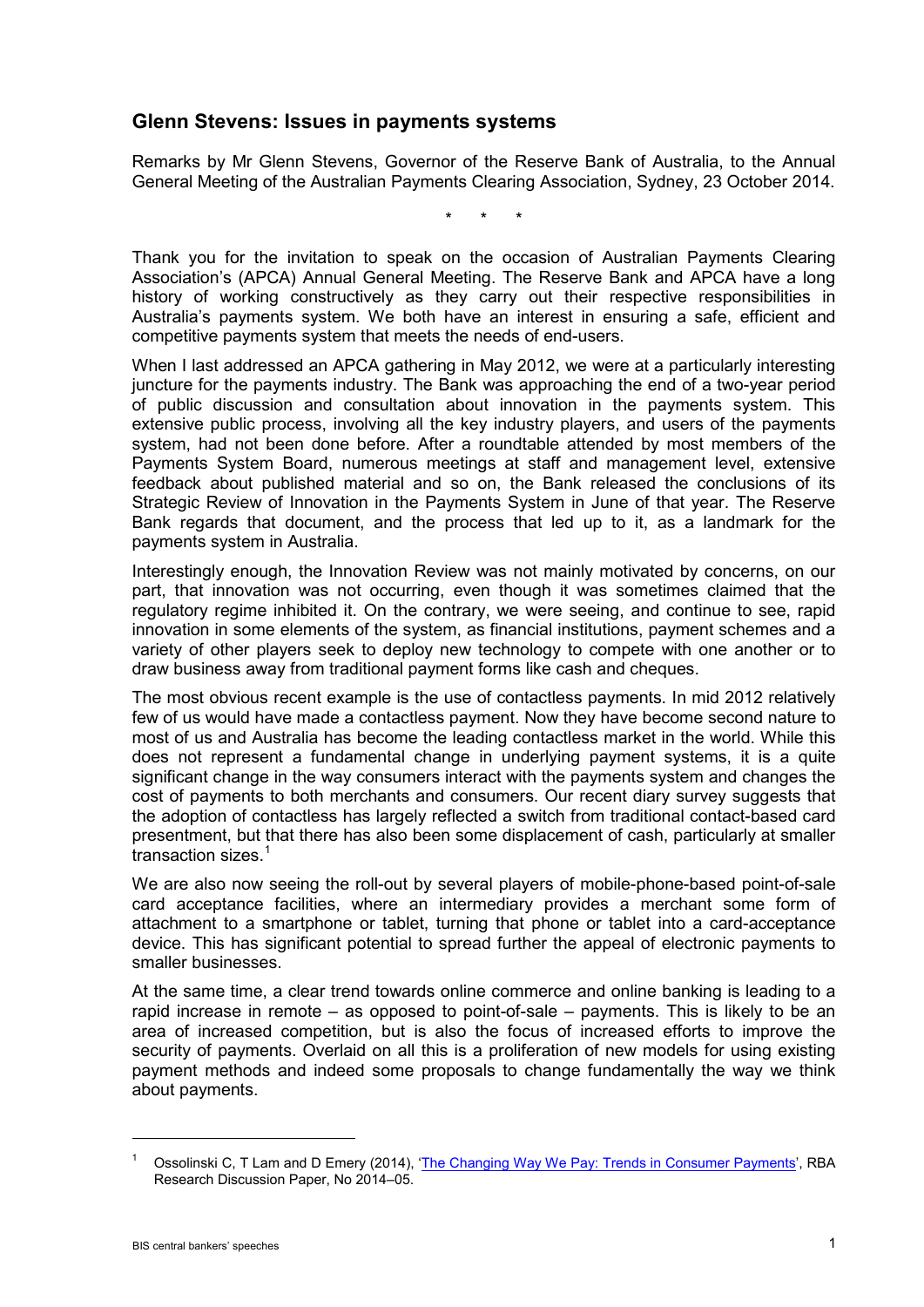## Glenn Stevens: Issues in payments systems

Remarks by Mr Glenn Stevens, Governor of the Reserve Bank of Australia, to the Annual General Meeting of the Australian Payments Clearing Association, Sydney, 23 October 2014.

\* \* \*

Thank you for the invitation to speak on the occasion of Australian Payments Clearing Association's (APCA) Annual General Meeting. The Reserve Bank and APCA have a long history of working constructively as they carry out their respective responsibilities in Australia's payments system. We both have an interest in ensuring a safe, efficient and competitive payments system that meets the needs of end-users.

When I last addressed an APCA gathering in May 2012, we were at a particularly interesting juncture for the payments industry. The Bank was approaching the end of a two-year period of public discussion and consultation about innovation in the payments system. This extensive public process, involving all the key industry players, and users of the payments system, had not been done before. After a roundtable attended by most members of the Payments System Board, numerous meetings at staff and management level, extensive feedback about published material and so on, the Bank released the conclusions of its Strategic Review of Innovation in the Payments System in June of that year. The Reserve Bank regards that document, and the process that led up to it, as a landmark for the payments system in Australia.

Interestingly enough, the Innovation Review was not mainly motivated by concerns, on our part, that innovation was not occurring, even though it was sometimes claimed that the regulatory regime inhibited it. On the contrary, we were seeing, and continue to see, rapid innovation in some elements of the system, as financial institutions, payment schemes and a variety of other players seek to deploy new technology to compete with one another or to draw business away from traditional payment forms like cash and cheques.

The most obvious recent example is the use of contactless payments. In mid 2012 relatively few of us would have made a contactless payment. Now they have become second nature to most of us and Australia has become the leading contactless market in the world. While this does not represent a fundamental change in underlying payment systems, it is a quite significant change in the way consumers interact with the payments system and changes the cost of payments to both merchants and consumers. Our recent diary survey suggests that the adoption of contactless has largely reflected a switch from traditional contact-based card presentment, but that there has also been some displacement of cash, particularly at smaller transaction sizes.[1]

We are also now seeing the roll-out by several players of mobile-phone-based point-of-sale card acceptance facilities, where an intermediary provides a merchant some form of attachment to a smartphone or tablet, turning that phone or tablet into a card-acceptance device. This has significant potential to spread further the appeal of electronic payments to smaller businesses.

At the same time, a clear trend towards online commerce and online banking is leading to a rapid increase in remote – as opposed to point-of-sale – payments. This is likely to be an area of increased competition, but is also the focus of increased efforts to improve the security of payments. Overlaid on all this is a proliferation of new models for using existing payment methods and indeed some proposals to change fundamentally the way we think about payments.

---

[1] Ossolinski C, T Lam and D Emery (2014), 'The Changing Way We Pay: Trends in Consumer Payments', RBA Research Discussion Paper, No 2014–05.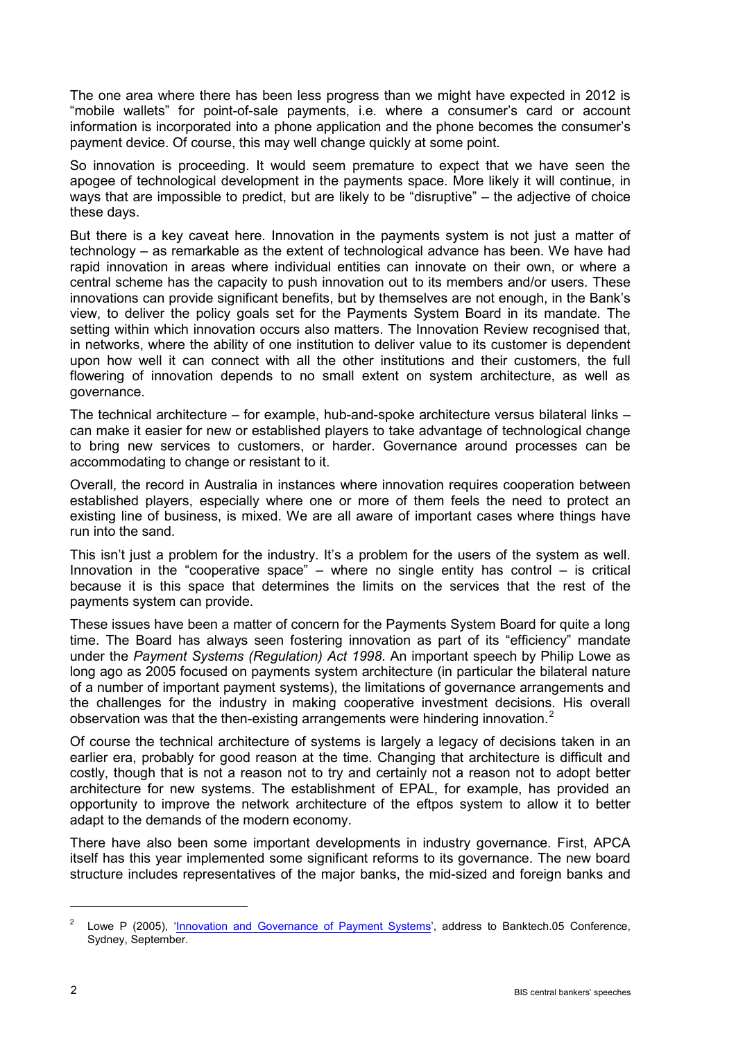The one area where there has been less progress than we might have expected in 2012 is "mobile wallets" for point-of-sale payments, i.e. where a consumer's card or account information is incorporated into a phone application and the phone becomes the consumer's payment device. Of course, this may well change quickly at some point.

So innovation is proceeding. It would seem premature to expect that we have seen the apogee of technological development in the payments space. More likely it will continue, in ways that are impossible to predict, but are likely to be "disruptive" – the adjective of choice these days.

But there is a key caveat here. Innovation in the payments system is not just a matter of technology – as remarkable as the extent of technological advance has been. We have had rapid innovation in areas where individual entities can innovate on their own, or where a central scheme has the capacity to push innovation out to its members and/or users. These innovations can provide significant benefits, but by themselves are not enough, in the Bank's view, to deliver the policy goals set for the Payments System Board in its mandate. The setting within which innovation occurs also matters. The Innovation Review recognised that, in networks, where the ability of one institution to deliver value to its customer is dependent upon how well it can connect with all the other institutions and their customers, the full flowering of innovation depends to no small extent on system architecture, as well as governance.

The technical architecture – for example, hub-and-spoke architecture versus bilateral links – can make it easier for new or established players to take advantage of technological change to bring new services to customers, or harder. Governance around processes can be accommodating to change or resistant to it.

Overall, the record in Australia in instances where innovation requires cooperation between established players, especially where one or more of them feels the need to protect an existing line of business, is mixed. We are all aware of important cases where things have run into the sand.

This isn't just a problem for the industry. It's a problem for the users of the system as well. Innovation in the "cooperative space" – where no single entity has control – is critical because it is this space that determines the limits on the services that the rest of the payments system can provide.

These issues have been a matter of concern for the Payments System Board for quite a long time. The Board has always seen fostering innovation as part of its "efficiency" mandate under the *Payment Systems (Regulation) Act 1998*. An important speech by Philip Lowe as long ago as 2005 focused on payments system architecture (in particular the bilateral nature of a number of important payment systems), the limitations of governance arrangements and the challenges for the industry in making cooperative investment decisions. His overall observation was that the then-existing arrangements were hindering innovation.[2]

Of course the technical architecture of systems is largely a legacy of decisions taken in an earlier era, probably for good reason at the time. Changing that architecture is difficult and costly, though that is not a reason not to try and certainly not a reason not to adopt better architecture for new systems. The establishment of EPAL, for example, has provided an opportunity to improve the network architecture of the eftpos system to allow it to better adapt to the demands of the modern economy.

There have also been some important developments in industry governance. First, APCA itself has this year implemented some significant reforms to its governance. The new board structure includes representatives of the major banks, the mid-sized and foreign banks and

---

[2] Lowe P (2005), 'Innovation and Governance of Payment Systems', address to Banktech.05 Conference, Sydney, September.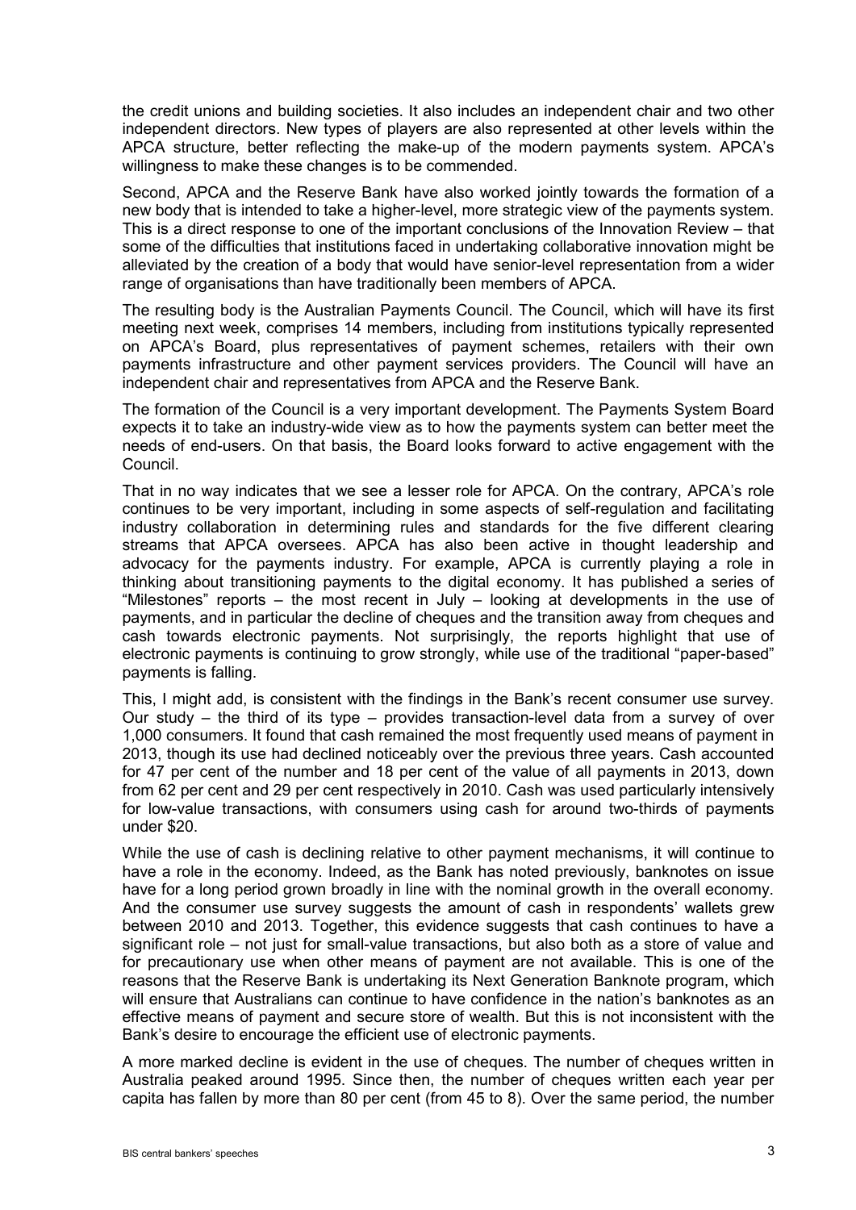the credit unions and building societies. It also includes an independent chair and two other independent directors. New types of players are also represented at other levels within the APCA structure, better reflecting the make-up of the modern payments system. APCA's willingness to make these changes is to be commended.

Second, APCA and the Reserve Bank have also worked jointly towards the formation of a new body that is intended to take a higher-level, more strategic view of the payments system. This is a direct response to one of the important conclusions of the Innovation Review – that some of the difficulties that institutions faced in undertaking collaborative innovation might be alleviated by the creation of a body that would have senior-level representation from a wider range of organisations than have traditionally been members of APCA.

The resulting body is the Australian Payments Council. The Council, which will have its first meeting next week, comprises 14 members, including from institutions typically represented on APCA's Board, plus representatives of payment schemes, retailers with their own payments infrastructure and other payment services providers. The Council will have an independent chair and representatives from APCA and the Reserve Bank.

The formation of the Council is a very important development. The Payments System Board expects it to take an industry-wide view as to how the payments system can better meet the needs of end-users. On that basis, the Board looks forward to active engagement with the Council.

That in no way indicates that we see a lesser role for APCA. On the contrary, APCA's role continues to be very important, including in some aspects of self-regulation and facilitating industry collaboration in determining rules and standards for the five different clearing streams that APCA oversees. APCA has also been active in thought leadership and advocacy for the payments industry. For example, APCA is currently playing a role in thinking about transitioning payments to the digital economy. It has published a series of "Milestones" reports – the most recent in July – looking at developments in the use of payments, and in particular the decline of cheques and the transition away from cheques and cash towards electronic payments. Not surprisingly, the reports highlight that use of electronic payments is continuing to grow strongly, while use of the traditional "paper-based" payments is falling.

This, I might add, is consistent with the findings in the Bank's recent consumer use survey. Our study – the third of its type – provides transaction-level data from a survey of over 1,000 consumers. It found that cash remained the most frequently used means of payment in 2013, though its use had declined noticeably over the previous three years. Cash accounted for 47 per cent of the number and 18 per cent of the value of all payments in 2013, down from 62 per cent and 29 per cent respectively in 2010. Cash was used particularly intensively for low-value transactions, with consumers using cash for around two-thirds of payments under $20.

While the use of cash is declining relative to other payment mechanisms, it will continue to have a role in the economy. Indeed, as the Bank has noted previously, banknotes on issue have for a long period grown broadly in line with the nominal growth in the overall economy. And the consumer use survey suggests the amount of cash in respondents' wallets grew between 2010 and 2013. Together, this evidence suggests that cash continues to have a significant role – not just for small-value transactions, but also both as a store of value and for precautionary use when other means of payment are not available. This is one of the reasons that the Reserve Bank is undertaking its Next Generation Banknote program, which will ensure that Australians can continue to have confidence in the nation's banknotes as an effective means of payment and secure store of wealth. But this is not inconsistent with the Bank's desire to encourage the efficient use of electronic payments.

A more marked decline is evident in the use of cheques. The number of cheques written in Australia peaked around 1995. Since then, the number of cheques written each year per capita has fallen by more than 80 per cent (from 45 to 8). Over the same period, the number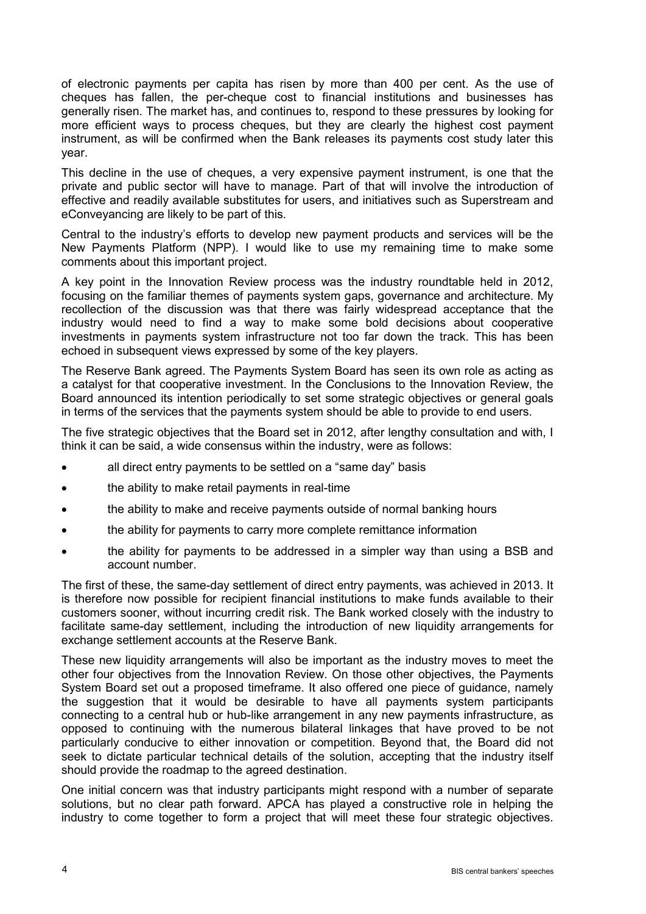of electronic payments per capita has risen by more than 400 per cent. As the use of cheques has fallen, the per-cheque cost to financial institutions and businesses has generally risen. The market has, and continues to, respond to these pressures by looking for more efficient ways to process cheques, but they are clearly the highest cost payment instrument, as will be confirmed when the Bank releases its payments cost study later this year.

This decline in the use of cheques, a very expensive payment instrument, is one that the private and public sector will have to manage. Part of that will involve the introduction of effective and readily available substitutes for users, and initiatives such as Superstream and eConveyancing are likely to be part of this.

Central to the industry's efforts to develop new payment products and services will be the New Payments Platform (NPP). I would like to use my remaining time to make some comments about this important project.

A key point in the Innovation Review process was the industry roundtable held in 2012, focusing on the familiar themes of payments system gaps, governance and architecture. My recollection of the discussion was that there was fairly widespread acceptance that the industry would need to find a way to make some bold decisions about cooperative investments in payments system infrastructure not too far down the track. This has been echoed in subsequent views expressed by some of the key players.

The Reserve Bank agreed. The Payments System Board has seen its own role as acting as a catalyst for that cooperative investment. In the Conclusions to the Innovation Review, the Board announced its intention periodically to set some strategic objectives or general goals in terms of the services that the payments system should be able to provide to end users.

The five strategic objectives that the Board set in 2012, after lengthy consultation and with, I think it can be said, a wide consensus within the industry, were as follows:

- all direct entry payments to be settled on a "same day" basis
- the ability to make retail payments in real-time
- the ability to make and receive payments outside of normal banking hours
- the ability for payments to carry more complete remittance information
- the ability for payments to be addressed in a simpler way than using a BSB and account number.

The first of these, the same-day settlement of direct entry payments, was achieved in 2013. It is therefore now possible for recipient financial institutions to make funds available to their customers sooner, without incurring credit risk. The Bank worked closely with the industry to facilitate same-day settlement, including the introduction of new liquidity arrangements for exchange settlement accounts at the Reserve Bank.

These new liquidity arrangements will also be important as the industry moves to meet the other four objectives from the Innovation Review. On those other objectives, the Payments System Board set out a proposed timeframe. It also offered one piece of guidance, namely the suggestion that it would be desirable to have all payments system participants connecting to a central hub or hub-like arrangement in any new payments infrastructure, as opposed to continuing with the numerous bilateral linkages that have proved to be not particularly conducive to either innovation or competition. Beyond that, the Board did not seek to dictate particular technical details of the solution, accepting that the industry itself should provide the roadmap to the agreed destination.

One initial concern was that industry participants might respond with a number of separate solutions, but no clear path forward. APCA has played a constructive role in helping the industry to come together to form a project that will meet these four strategic objectives.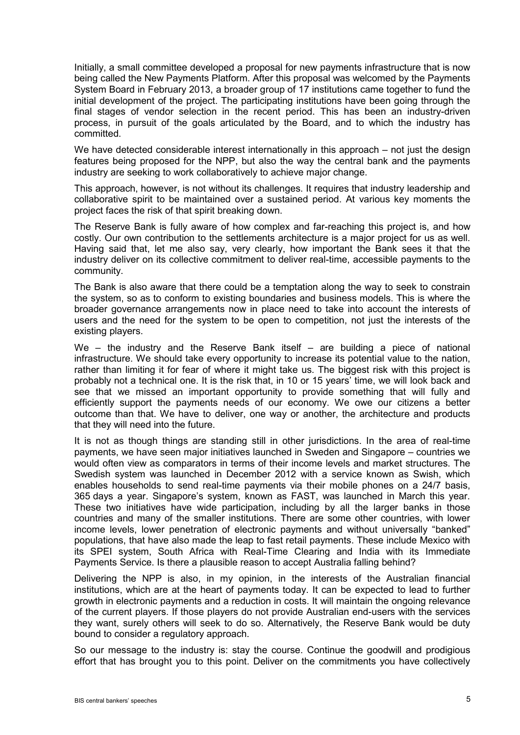Initially, a small committee developed a proposal for new payments infrastructure that is now being called the New Payments Platform. After this proposal was welcomed by the Payments System Board in February 2013, a broader group of 17 institutions came together to fund the initial development of the project. The participating institutions have been going through the final stages of vendor selection in the recent period. This has been an industry-driven process, in pursuit of the goals articulated by the Board, and to which the industry has committed.

We have detected considerable interest internationally in this approach – not just the design features being proposed for the NPP, but also the way the central bank and the payments industry are seeking to work collaboratively to achieve major change.

This approach, however, is not without its challenges. It requires that industry leadership and collaborative spirit to be maintained over a sustained period. At various key moments the project faces the risk of that spirit breaking down.

The Reserve Bank is fully aware of how complex and far-reaching this project is, and how costly. Our own contribution to the settlements architecture is a major project for us as well. Having said that, let me also say, very clearly, how important the Bank sees it that the industry deliver on its collective commitment to deliver real-time, accessible payments to the community.

The Bank is also aware that there could be a temptation along the way to seek to constrain the system, so as to conform to existing boundaries and business models. This is where the broader governance arrangements now in place need to take into account the interests of users and the need for the system to be open to competition, not just the interests of the existing players.

We – the industry and the Reserve Bank itself – are building a piece of national infrastructure. We should take every opportunity to increase its potential value to the nation, rather than limiting it for fear of where it might take us. The biggest risk with this project is probably not a technical one. It is the risk that, in 10 or 15 years' time, we will look back and see that we missed an important opportunity to provide something that will fully and efficiently support the payments needs of our economy. We owe our citizens a better outcome than that. We have to deliver, one way or another, the architecture and products that they will need into the future.

It is not as though things are standing still in other jurisdictions. In the area of real-time payments, we have seen major initiatives launched in Sweden and Singapore – countries we would often view as comparators in terms of their income levels and market structures. The Swedish system was launched in December 2012 with a service known as Swish, which enables households to send real-time payments via their mobile phones on a 24/7 basis, 365 days a year. Singapore's system, known as FAST, was launched in March this year. These two initiatives have wide participation, including by all the larger banks in those countries and many of the smaller institutions. There are some other countries, with lower income levels, lower penetration of electronic payments and without universally "banked" populations, that have also made the leap to fast retail payments. These include Mexico with its SPEI system, South Africa with Real-Time Clearing and India with its Immediate Payments Service. Is there a plausible reason to accept Australia falling behind?

Delivering the NPP is also, in my opinion, in the interests of the Australian financial institutions, which are at the heart of payments today. It can be expected to lead to further growth in electronic payments and a reduction in costs. It will maintain the ongoing relevance of the current players. If those players do not provide Australian end-users with the services they want, surely others will seek to do so. Alternatively, the Reserve Bank would be duty bound to consider a regulatory approach.

So our message to the industry is: stay the course. Continue the goodwill and prodigious effort that has brought you to this point. Deliver on the commitments you have collectively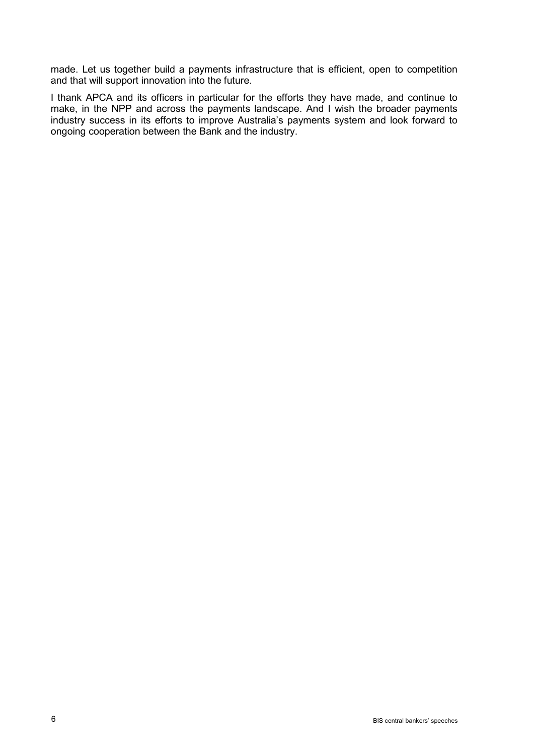made. Let us together build a payments infrastructure that is efficient, open to competition and that will support innovation into the future.

I thank APCA and its officers in particular for the efforts they have made, and continue to make, in the NPP and across the payments landscape. And I wish the broader payments industry success in its efforts to improve Australia's payments system and look forward to ongoing cooperation between the Bank and the industry.